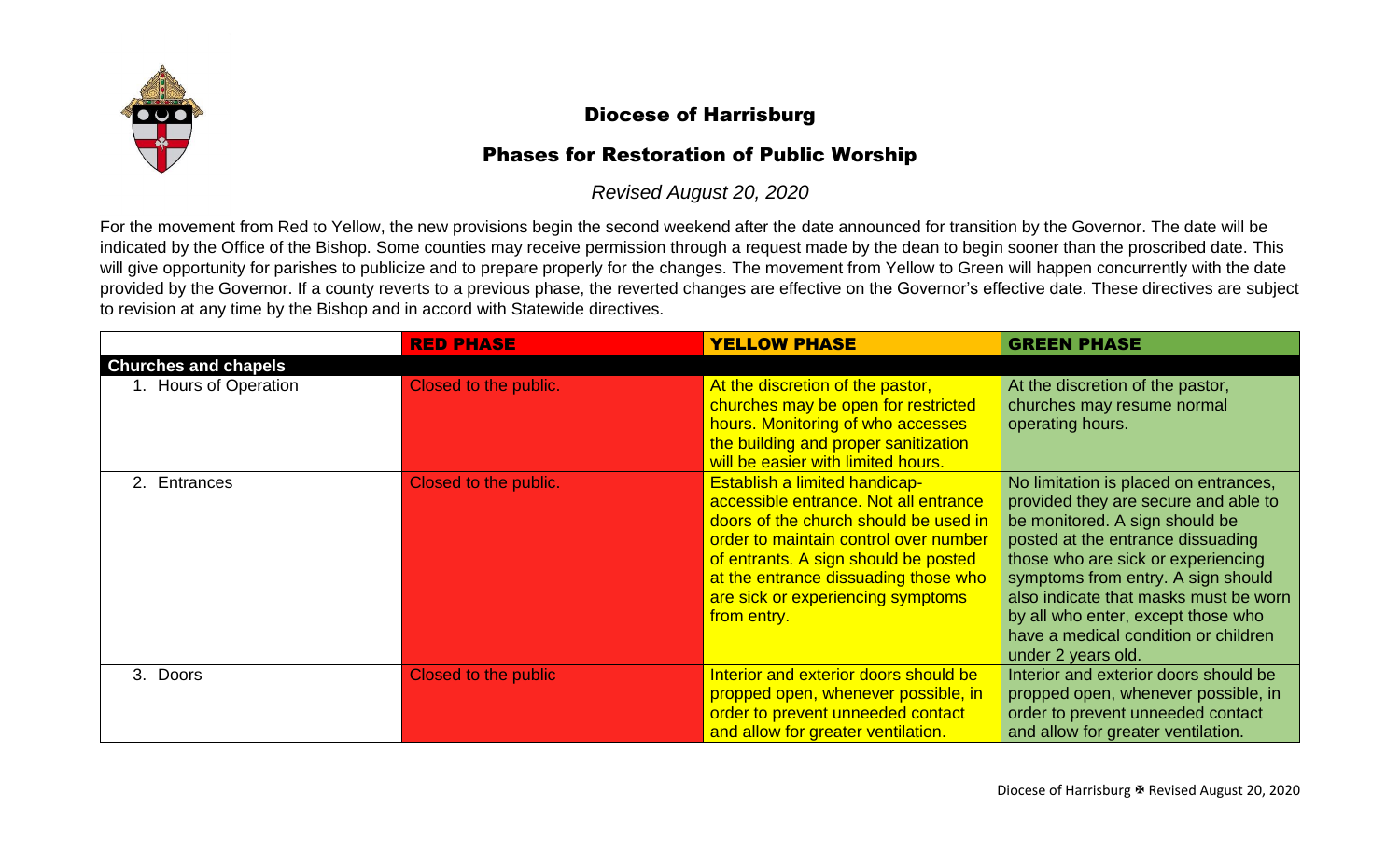# Diocese of Harrisburg

## Phases for Restoration of Public Worship

*Revised August 20, 2020*

For the movement from Red to Yellow, the new provisions begin the second weekend after the date announced for transition by the Governor. The date will be indicated by the Office of the Bishop. Some counties may receive permission through a request made by the dean to begin sooner than the proscribed date. This will give opportunity for parishes to publicize and to prepare properly for the changes. The movement from Yellow to Green will happen concurrently with the date provided by the Governor. If a county reverts to a previous phase, the reverted changes are effective on the Governor's effective date. These directives are subject to revision at any time by the Bishop and in accord with Statewide directives.

| | **RED PHASE** | **YELLOW PHASE** | **GREEN PHASE** |
|---|---|---|---|
| **Churches and chapels** | | | |
| 1. Hours of Operation | Closed to the public. | At the discretion of the pastor, churches may be open for restricted hours. Monitoring of who accesses the building and proper sanitization will be easier with limited hours. | At the discretion of the pastor, churches may resume normal operating hours. |
| 2. Entrances | Closed to the public. | Establish a limited handicap-accessible entrance. Not all entrance doors of the church should be used in order to maintain control over number of entrants. A sign should be posted at the entrance dissuading those who are sick or experiencing symptoms from entry. | No limitation is placed on entrances, provided they are secure and able to be monitored. A sign should be posted at the entrance dissuading those who are sick or experiencing symptoms from entry. A sign should also indicate that masks must be worn by all who enter, except those who have a medical condition or children under 2 years old. |
| 3. Doors | Closed to the public | Interior and exterior doors should be propped open, whenever possible, in order to prevent unneeded contact and allow for greater ventilation. | Interior and exterior doors should be propped open, whenever possible, in order to prevent unneeded contact and allow for greater ventilation. |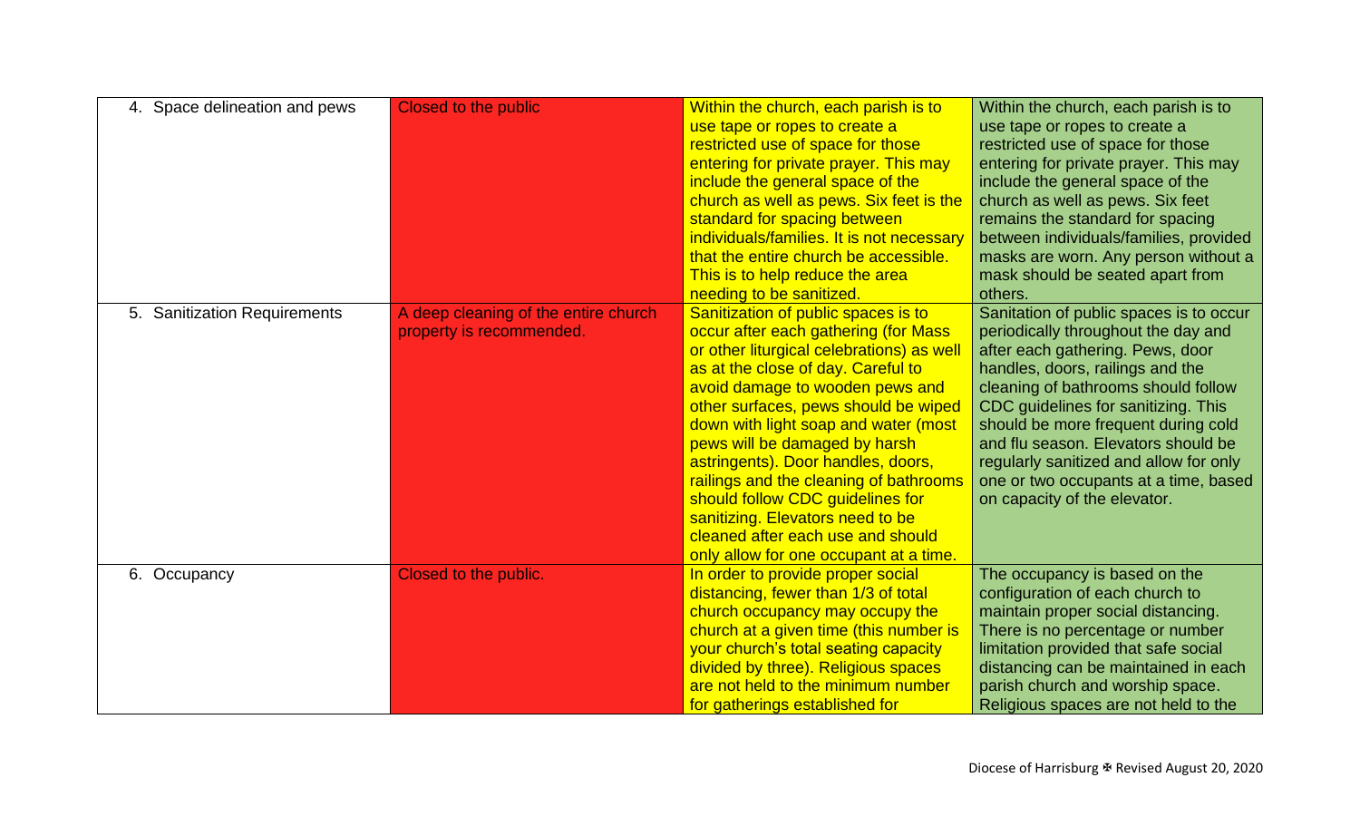| 4. Space delineation and pews | Closed to the public | Within the church, each parish is to use tape or ropes to create a restricted use of space for those entering for private prayer. This may include the general space of the church as well as pews. Six feet is the standard for spacing between individuals/families. It is not necessary that the entire church be accessible. This is to help reduce the area needing to be sanitized. | Within the church, each parish is to use tape or ropes to create a restricted use of space for those entering for private prayer. This may include the general space of the church as well as pews. Six feet remains the standard for spacing between individuals/families, provided masks are worn. Any person without a mask should be seated apart from others. |
|---|---|---|---|
| 5. Sanitization Requirements | A deep cleaning of the entire church property is recommended. | Sanitization of public spaces is to occur after each gathering (for Mass or other liturgical celebrations) as well as at the close of day. Careful to avoid damage to wooden pews and other surfaces, pews should be wiped down with light soap and water (most pews will be damaged by harsh astringents). Door handles, doors, railings and the cleaning of bathrooms should follow CDC guidelines for sanitizing. Elevators need to be cleaned after each use and should only allow for one occupant at a time. | Sanitation of public spaces is to occur periodically throughout the day and after each gathering. Pews, door handles, doors, railings and the cleaning of bathrooms should follow CDC guidelines for sanitizing. This should be more frequent during cold and flu season. Elevators should be regularly sanitized and allow for only one or two occupants at a time, based on capacity of the elevator. |
| 6. Occupancy | Closed to the public. | In order to provide proper social distancing, fewer than 1/3 of total church occupancy may occupy the church at a given time (this number is your church's total seating capacity divided by three). Religious spaces are not held to the minimum number for gatherings established for | The occupancy is based on the configuration of each church to maintain proper social distancing. There is no percentage or number limitation provided that safe social distancing can be maintained in each parish church and worship space. Religious spaces are not held to the |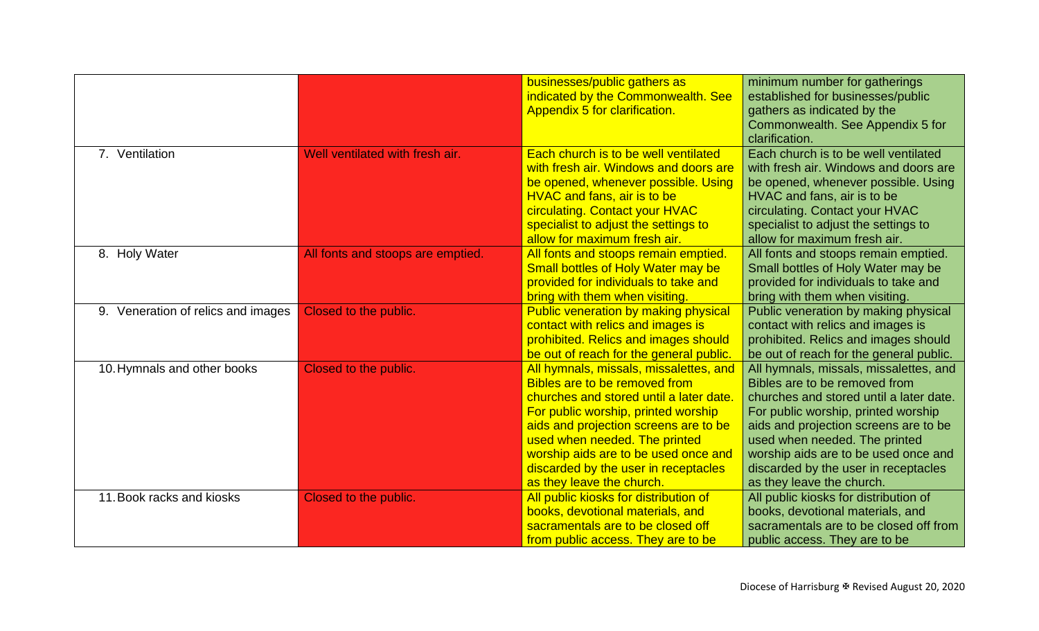| | | | |
|---|---|---|---|
| | | businesses/public gathers as indicated by the Commonwealth. See Appendix 5 for clarification. | minimum number for gatherings established for businesses/public gathers as indicated by the Commonwealth. See Appendix 5 for clarification. |
| 7. Ventilation | Well ventilated with fresh air. | Each church is to be well ventilated with fresh air. Windows and doors are be opened, whenever possible. Using HVAC and fans, air is to be circulating. Contact your HVAC specialist to adjust the settings to allow for maximum fresh air. | Each church is to be well ventilated with fresh air. Windows and doors are be opened, whenever possible. Using HVAC and fans, air is to be circulating. Contact your HVAC specialist to adjust the settings to allow for maximum fresh air. |
| 8. Holy Water | All fonts and stoops are emptied. | All fonts and stoops remain emptied. Small bottles of Holy Water may be provided for individuals to take and bring with them when visiting. | All fonts and stoops remain emptied. Small bottles of Holy Water may be provided for individuals to take and bring with them when visiting. |
| 9. Veneration of relics and images | Closed to the public. | Public veneration by making physical contact with relics and images is prohibited. Relics and images should be out of reach for the general public. | Public veneration by making physical contact with relics and images is prohibited. Relics and images should be out of reach for the general public. |
| 10. Hymnals and other books | Closed to the public. | All hymnals, missals, missalettes, and Bibles are to be removed from churches and stored until a later date. For public worship, printed worship aids and projection screens are to be used when needed. The printed worship aids are to be used once and discarded by the user in receptacles as they leave the church. | All hymnals, missals, missalettes, and Bibles are to be removed from churches and stored until a later date. For public worship, printed worship aids and projection screens are to be used when needed. The printed worship aids are to be used once and discarded by the user in receptacles as they leave the church. |
| 11. Book racks and kiosks | Closed to the public. | All public kiosks for distribution of books, devotional materials, and sacramentals are to be closed off from public access. They are to be | All public kiosks for distribution of books, devotional materials, and sacramentals are to be closed off from public access. They are to be |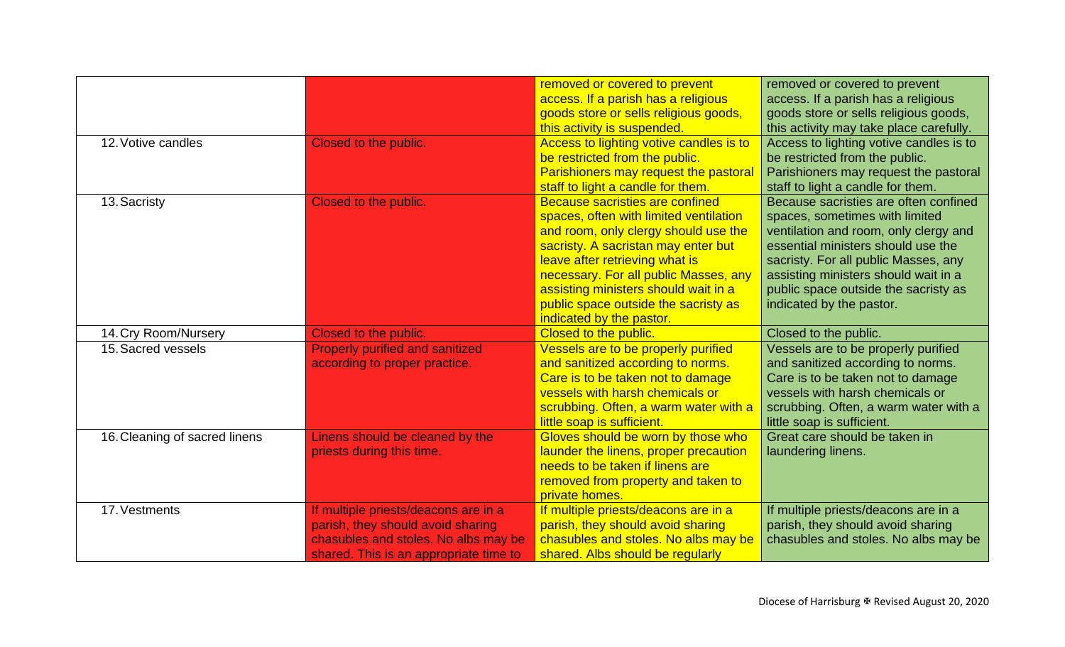| | | | |
|---|---|---|---|
| | | removed or covered to prevent access. If a parish has a religious goods store or sells religious goods, this activity is suspended. | removed or covered to prevent access. If a parish has a religious goods store or sells religious goods, this activity may take place carefully. |
| 12. Votive candles | Closed to the public. | Access to lighting votive candles is to be restricted from the public. Parishioners may request the pastoral staff to light a candle for them. | Access to lighting votive candles is to be restricted from the public. Parishioners may request the pastoral staff to light a candle for them. |
| 13. Sacristy | Closed to the public. | Because sacristies are confined spaces, often with limited ventilation and room, only clergy should use the sacristy. A sacristan may enter but leave after retrieving what is necessary. For all public Masses, any assisting ministers should wait in a public space outside the sacristy as indicated by the pastor. | Because sacristies are often confined spaces, sometimes with limited ventilation and room, only clergy and essential ministers should use the sacristy. For all public Masses, any assisting ministers should wait in a public space outside the sacristy as indicated by the pastor. |
| 14. Cry Room/Nursery | Closed to the public. | Closed to the public. | Closed to the public. |
| 15. Sacred vessels | Properly purified and sanitized according to proper practice. | Vessels are to be properly purified and sanitized according to norms. Care is to be taken not to damage vessels with harsh chemicals or scrubbing. Often, a warm water with a little soap is sufficient. | Vessels are to be properly purified and sanitized according to norms. Care is to be taken not to damage vessels with harsh chemicals or scrubbing. Often, a warm water with a little soap is sufficient. |
| 16. Cleaning of sacred linens | Linens should be cleaned by the priests during this time. | Gloves should be worn by those who launder the linens, proper precaution needs to be taken if linens are removed from property and taken to private homes. | Great care should be taken in laundering linens. |
| 17. Vestments | If multiple priests/deacons are in a parish, they should avoid sharing chasubles and stoles. No albs may be shared. This is an appropriate time to | If multiple priests/deacons are in a parish, they should avoid sharing chasubles and stoles. No albs may be shared. Albs should be regularly | If multiple priests/deacons are in a parish, they should avoid sharing chasubles and stoles. No albs may be |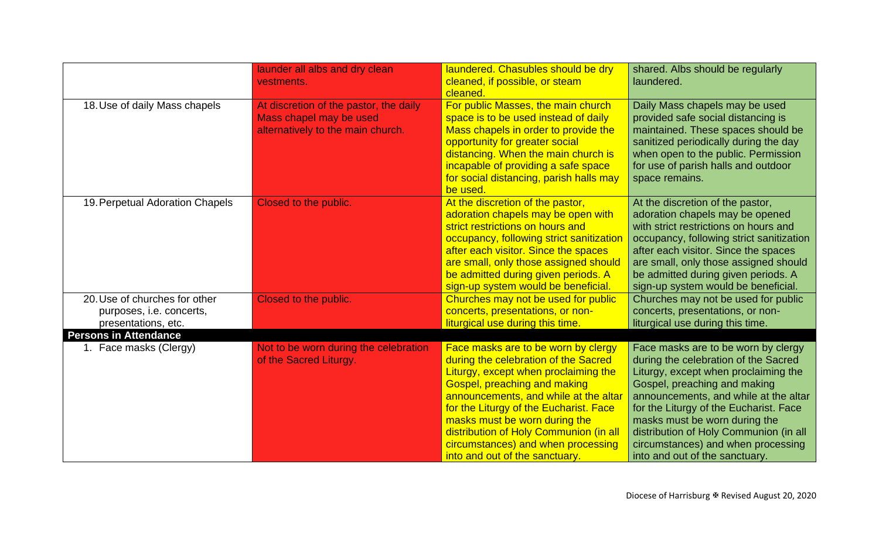| | | | |
|---|---|---|---|
| | launder all albs and dry clean vestments. | laundered. Chasubles should be dry cleaned, if possible, or steam cleaned. | shared. Albs should be regularly laundered. |
| 18. Use of daily Mass chapels | At discretion of the pastor, the daily Mass chapel may be used alternatively to the main church. | For public Masses, the main church space is to be used instead of daily Mass chapels in order to provide the opportunity for greater social distancing. When the main church is incapable of providing a safe space for social distancing, parish halls may be used. | Daily Mass chapels may be used provided safe social distancing is maintained. These spaces should be sanitized periodically during the day when open to the public. Permission for use of parish halls and outdoor space remains. |
| 19. Perpetual Adoration Chapels | Closed to the public. | At the discretion of the pastor, adoration chapels may be open with strict restrictions on hours and occupancy, following strict sanitization after each visitor. Since the spaces are small, only those assigned should be admitted during given periods. A sign-up system would be beneficial. | At the discretion of the pastor, adoration chapels may be opened with strict restrictions on hours and occupancy, following strict sanitization after each visitor. Since the spaces are small, only those assigned should be admitted during given periods. A sign-up system would be beneficial. |
| 20. Use of churches for other purposes, i.e. concerts, presentations, etc. | Closed to the public. | Churches may not be used for public concerts, presentations, or non-liturgical use during this time. | Churches may not be used for public concerts, presentations, or non-liturgical use during this time. |
| **Persons in Attendance** | | | |
| 1. Face masks (Clergy) | Not to be worn during the celebration of the Sacred Liturgy. | Face masks are to be worn by clergy during the celebration of the Sacred Liturgy, except when proclaiming the Gospel, preaching and making announcements, and while at the altar for the Liturgy of the Eucharist. Face masks must be worn during the distribution of Holy Communion (in all circumstances) and when processing into and out of the sanctuary. | Face masks are to be worn by clergy during the celebration of the Sacred Liturgy, except when proclaiming the Gospel, preaching and making announcements, and while at the altar for the Liturgy of the Eucharist. Face masks must be worn during the distribution of Holy Communion (in all circumstances) and when processing into and out of the sanctuary. |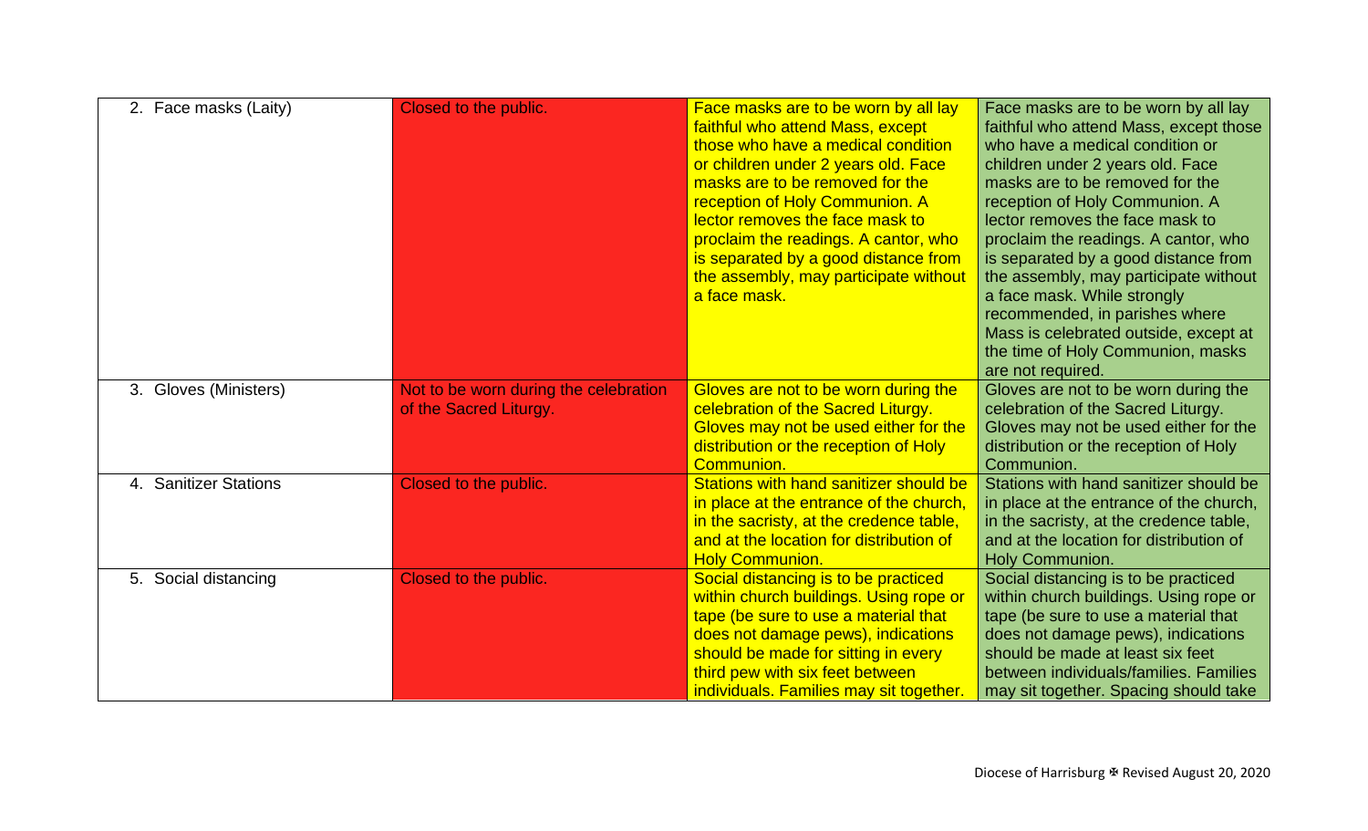| | | | |
|---|---|---|---|
| 2. Face masks (Laity) | Closed to the public. | Face masks are to be worn by all lay faithful who attend Mass, except those who have a medical condition or children under 2 years old. Face masks are to be removed for the reception of Holy Communion. A lector removes the face mask to proclaim the readings. A cantor, who is separated by a good distance from the assembly, may participate without a face mask. | Face masks are to be worn by all lay faithful who attend Mass, except those who have a medical condition or children under 2 years old. Face masks are to be removed for the reception of Holy Communion. A lector removes the face mask to proclaim the readings. A cantor, who is separated by a good distance from the assembly, may participate without a face mask. While strongly recommended, in parishes where Mass is celebrated outside, except at the time of Holy Communion, masks are not required. |
| 3. Gloves (Ministers) | Not to be worn during the celebration of the Sacred Liturgy. | Gloves are not to be worn during the celebration of the Sacred Liturgy. Gloves may not be used either for the distribution or the reception of Holy Communion. | Gloves are not to be worn during the celebration of the Sacred Liturgy. Gloves may not be used either for the distribution or the reception of Holy Communion. |
| 4. Sanitizer Stations | Closed to the public. | Stations with hand sanitizer should be in place at the entrance of the church, in the sacristy, at the credence table, and at the location for distribution of Holy Communion. | Stations with hand sanitizer should be in place at the entrance of the church, in the sacristy, at the credence table, and at the location for distribution of Holy Communion. |
| 5. Social distancing | Closed to the public. | Social distancing is to be practiced within church buildings. Using rope or tape (be sure to use a material that does not damage pews), indications should be made for sitting in every third pew with six feet between individuals. Families may sit together. | Social distancing is to be practiced within church buildings. Using rope or tape (be sure to use a material that does not damage pews), indications should be made at least six feet between individuals/families. Families may sit together. Spacing should take |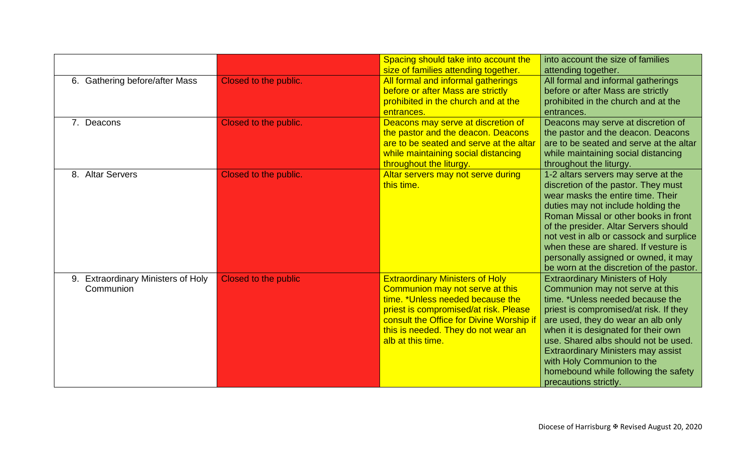| | | | |
|---|---|---|---|
| | | Spacing should take into account the size of families attending together. | into account the size of families attending together. |
| 6. Gathering before/after Mass | Closed to the public. | All formal and informal gatherings before or after Mass are strictly prohibited in the church and at the entrances. | All formal and informal gatherings before or after Mass are strictly prohibited in the church and at the entrances. |
| 7. Deacons | Closed to the public. | Deacons may serve at discretion of the pastor and the deacon. Deacons are to be seated and serve at the altar while maintaining social distancing throughout the liturgy. | Deacons may serve at discretion of the pastor and the deacon. Deacons are to be seated and serve at the altar while maintaining social distancing throughout the liturgy. |
| 8. Altar Servers | Closed to the public. | Altar servers may not serve during this time. | 1-2 altars servers may serve at the discretion of the pastor. They must wear masks the entire time. Their duties may not include holding the Roman Missal or other books in front of the presider. Altar Servers should not vest in alb or cassock and surplice when these are shared. If vesture is personally assigned or owned, it may be worn at the discretion of the pastor. |
| 9. Extraordinary Ministers of Holy Communion | Closed to the public | Extraordinary Ministers of Holy Communion may not serve at this time. *Unless needed because the priest is compromised/at risk. Please consult the Office for Divine Worship if this is needed. They do not wear an alb at this time. | Extraordinary Ministers of Holy Communion may not serve at this time. *Unless needed because the priest is compromised/at risk. If they are used, they do wear an alb only when it is designated for their own use. Shared albs should not be used. Extraordinary Ministers may assist with Holy Communion to the homebound while following the safety precautions strictly. |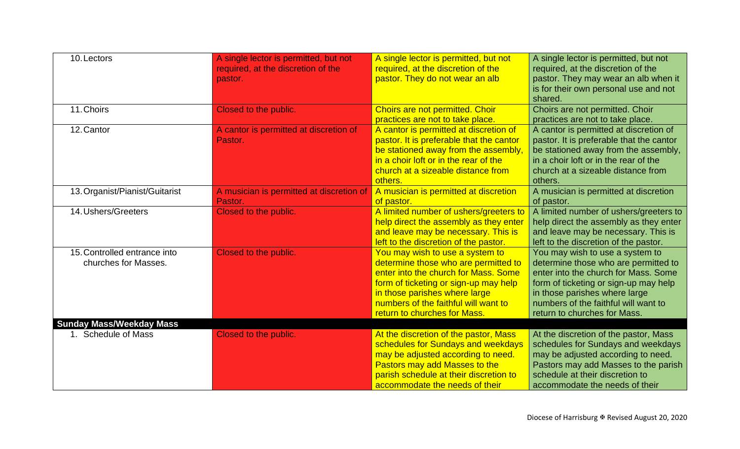| | | | |
|---|---|---|---|
| 10. Lectors | A single lector is permitted, but not required, at the discretion of the pastor. | A single lector is permitted, but not required, at the discretion of the pastor. They do not wear an alb | A single lector is permitted, but not required, at the discretion of the pastor. They may wear an alb when it is for their own personal use and not shared. |
| 11. Choirs | Closed to the public. | Choirs are not permitted. Choir practices are not to take place. | Choirs are not permitted. Choir practices are not to take place. |
| 12. Cantor | A cantor is permitted at discretion of Pastor. | A cantor is permitted at discretion of pastor. It is preferable that the cantor be stationed away from the assembly, in a choir loft or in the rear of the church at a sizeable distance from others. | A cantor is permitted at discretion of pastor. It is preferable that the cantor be stationed away from the assembly, in a choir loft or in the rear of the church at a sizeable distance from others. |
| 13. Organist/Pianist/Guitarist | A musician is permitted at discretion of Pastor. | A musician is permitted at discretion of pastor. | A musician is permitted at discretion of pastor. |
| 14. Ushers/Greeters | Closed to the public. | A limited number of ushers/greeters to help direct the assembly as they enter and leave may be necessary. This is left to the discretion of the pastor. | A limited number of ushers/greeters to help direct the assembly as they enter and leave may be necessary. This is left to the discretion of the pastor. |
| 15. Controlled entrance into churches for Masses. | Closed to the public. | You may wish to use a system to determine those who are permitted to enter into the church for Mass. Some form of ticketing or sign-up may help in those parishes where large numbers of the faithful will want to return to churches for Mass. | You may wish to use a system to determine those who are permitted to enter into the church for Mass. Some form of ticketing or sign-up may help in those parishes where large numbers of the faithful will want to return to churches for Mass. |
| **Sunday Mass/Weekday Mass** | | | |
| 1. Schedule of Mass | Closed to the public. | At the discretion of the pastor, Mass schedules for Sundays and weekdays may be adjusted according to need. Pastors may add Masses to the parish schedule at their discretion to accommodate the needs of their | At the discretion of the pastor, Mass schedules for Sundays and weekdays may be adjusted according to need. Pastors may add Masses to the parish schedule at their discretion to accommodate the needs of their |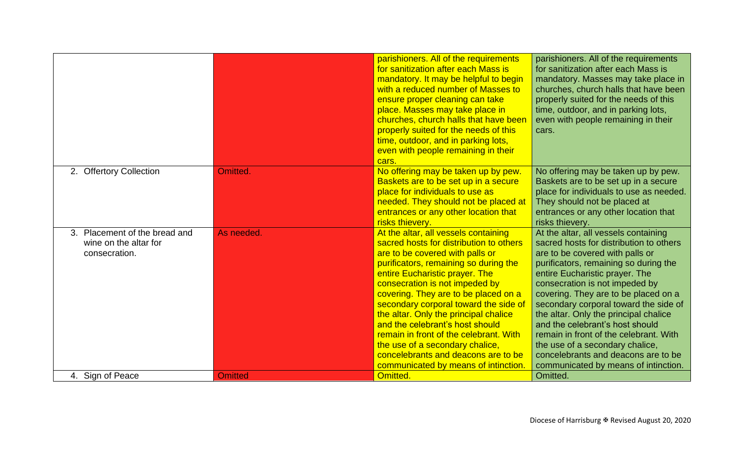| | | | |
|---|---|---|---|
| | | parishioners. All of the requirements for sanitization after each Mass is mandatory. It may be helpful to begin with a reduced number of Masses to ensure proper cleaning can take place. Masses may take place in churches, church halls that have been properly suited for the needs of this time, outdoor, and in parking lots, even with people remaining in their cars. | parishioners. All of the requirements for sanitization after each Mass is mandatory. Masses may take place in churches, church halls that have been properly suited for the needs of this time, outdoor, and in parking lots, even with people remaining in their cars. |
| 2. Offertory Collection | Omitted. | No offering may be taken up by pew. Baskets are to be set up in a secure place for individuals to use as needed. They should not be placed at entrances or any other location that risks thievery. | No offering may be taken up by pew. Baskets are to be set up in a secure place for individuals to use as needed. They should not be placed at entrances or any other location that risks thievery. |
| 3. Placement of the bread and wine on the altar for consecration. | As needed. | At the altar, all vessels containing sacred hosts for distribution to others are to be covered with palls or purificators, remaining so during the entire Eucharistic prayer. The consecration is not impeded by covering. They are to be placed on a secondary corporal toward the side of the altar. Only the principal chalice and the celebrant's host should remain in front of the celebrant. With the use of a secondary chalice, concelebrants and deacons are to be communicated by means of intinction. | At the altar, all vessels containing sacred hosts for distribution to others are to be covered with palls or purificators, remaining so during the entire Eucharistic prayer. The consecration is not impeded by covering. They are to be placed on a secondary corporal toward the side of the altar. Only the principal chalice and the celebrant's host should remain in front of the celebrant. With the use of a secondary chalice, concelebrants and deacons are to be communicated by means of intinction. |
| 4. Sign of Peace | Omitted | Omitted. | Omitted. |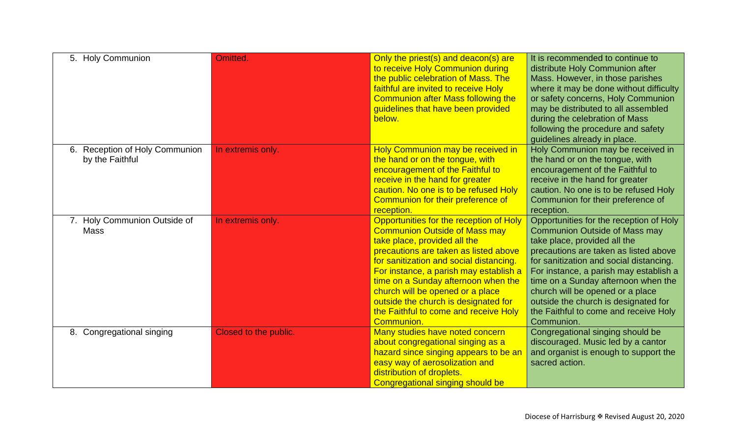| | | | |
|---|---|---|---|
| 5. Holy Communion | Omitted. | Only the priest(s) and deacon(s) are to receive Holy Communion during the public celebration of Mass. The faithful are invited to receive Holy Communion after Mass following the guidelines that have been provided below. | It is recommended to continue to distribute Holy Communion after Mass. However, in those parishes where it may be done without difficulty or safety concerns, Holy Communion may be distributed to all assembled during the celebration of Mass following the procedure and safety guidelines already in place. |
| 6. Reception of Holy Communion by the Faithful | In extremis only. | Holy Communion may be received in the hand or on the tongue, with encouragement of the Faithful to receive in the hand for greater caution. No one is to be refused Holy Communion for their preference of reception. | Holy Communion may be received in the hand or on the tongue, with encouragement of the Faithful to receive in the hand for greater caution. No one is to be refused Holy Communion for their preference of reception. |
| 7. Holy Communion Outside of Mass | In extremis only. | Opportunities for the reception of Holy Communion Outside of Mass may take place, provided all the precautions are taken as listed above for sanitization and social distancing. For instance, a parish may establish a time on a Sunday afternoon when the church will be opened or a place outside the church is designated for the Faithful to come and receive Holy Communion. | Opportunities for the reception of Holy Communion Outside of Mass may take place, provided all the precautions are taken as listed above for sanitization and social distancing. For instance, a parish may establish a time on a Sunday afternoon when the church will be opened or a place outside the church is designated for the Faithful to come and receive Holy Communion. |
| 8. Congregational singing | Closed to the public. | Many studies have noted concern about congregational singing as a hazard since singing appears to be an easy way of aerosolization and distribution of droplets. Congregational singing should be | Congregational singing should be discouraged. Music led by a cantor and organist is enough to support the sacred action. |

Diocese of Harrisburg ✠ Revised August 20, 2020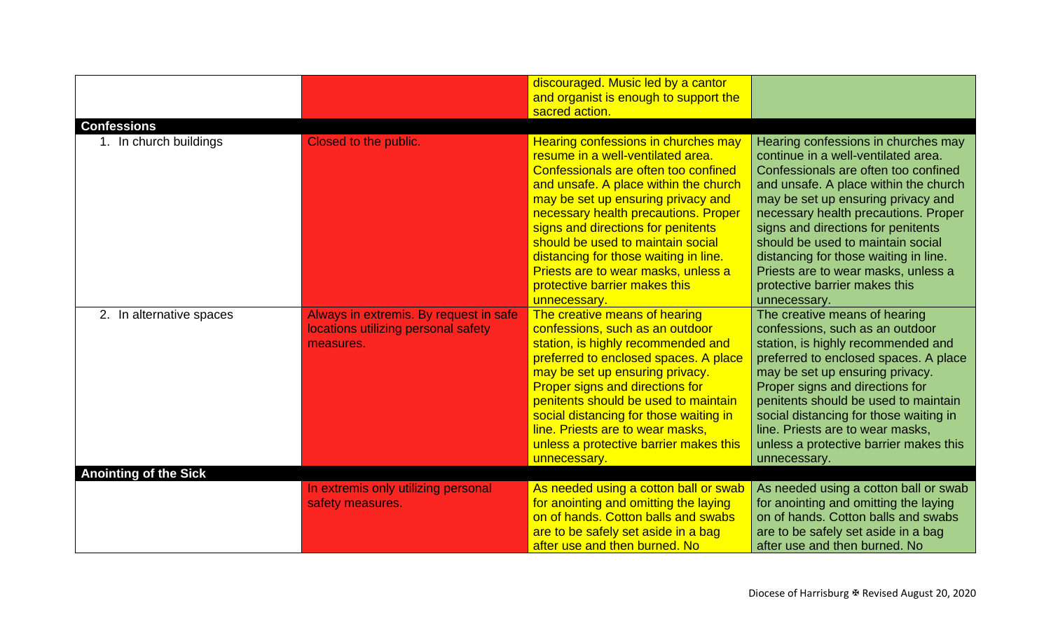| | | | |
|---|---|---|---|
| | | discouraged. Music led by a cantor and organist is enough to support the sacred action. | |
| **Confessions** | | | |
| 1. In church buildings | Closed to the public. | Hearing confessions in churches may resume in a well-ventilated area. Confessionals are often too confined and unsafe. A place within the church may be set up ensuring privacy and necessary health precautions. Proper signs and directions for penitents should be used to maintain social distancing for those waiting in line. Priests are to wear masks, unless a protective barrier makes this unnecessary. | Hearing confessions in churches may continue in a well-ventilated area. Confessionals are often too confined and unsafe. A place within the church may be set up ensuring privacy and necessary health precautions. Proper signs and directions for penitents should be used to maintain social distancing for those waiting in line. Priests are to wear masks, unless a protective barrier makes this unnecessary. |
| 2. In alternative spaces | Always in extremis. By request in safe locations utilizing personal safety measures. | The creative means of hearing confessions, such as an outdoor station, is highly recommended and preferred to enclosed spaces. A place may be set up ensuring privacy. Proper signs and directions for penitents should be used to maintain social distancing for those waiting in line. Priests are to wear masks, unless a protective barrier makes this unnecessary. | The creative means of hearing confessions, such as an outdoor station, is highly recommended and preferred to enclosed spaces. A place may be set up ensuring privacy. Proper signs and directions for penitents should be used to maintain social distancing for those waiting in line. Priests are to wear masks, unless a protective barrier makes this unnecessary. |
| **Anointing of the Sick** | | | |
| | In extremis only utilizing personal safety measures. | As needed using a cotton ball or swab for anointing and omitting the laying on of hands. Cotton balls and swabs are to be safely set aside in a bag after use and then burned. No | As needed using a cotton ball or swab for anointing and omitting the laying on of hands. Cotton balls and swabs are to be safely set aside in a bag after use and then burned. No |

Diocese of Harrisburg ✠ Revised August 20, 2020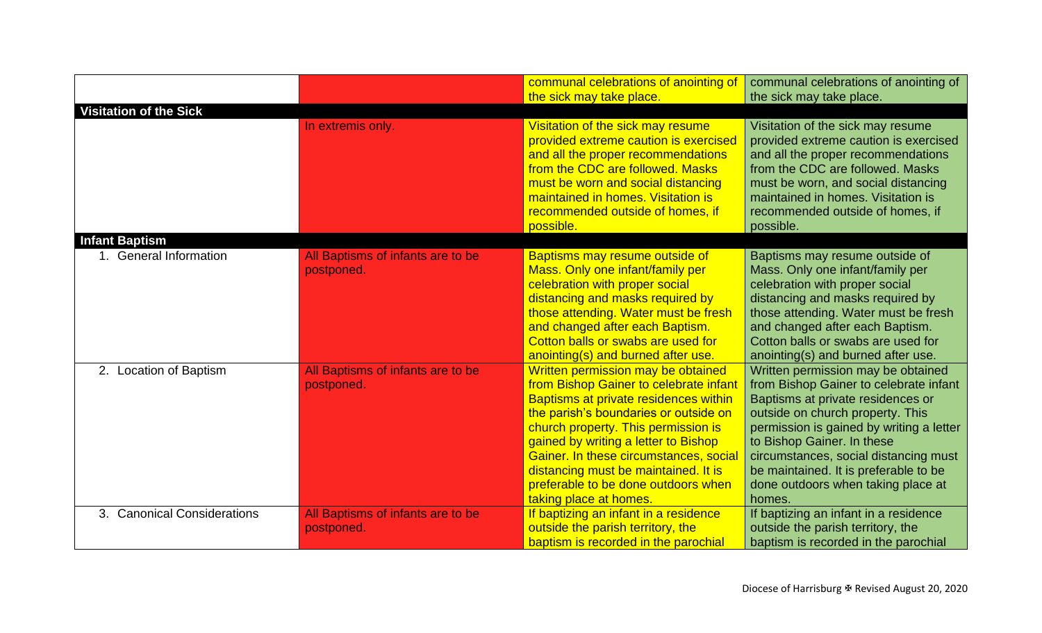| | | | |
|---|---|---|---|
| | | communal celebrations of anointing of the sick may take place. | communal celebrations of anointing of the sick may take place. |
| **Visitation of the Sick** | | | |
| | In extremis only. | Visitation of the sick may resume provided extreme caution is exercised and all the proper recommendations from the CDC are followed. Masks must be worn and social distancing maintained in homes. Visitation is recommended outside of homes, if possible. | Visitation of the sick may resume provided extreme caution is exercised and all the proper recommendations from the CDC are followed. Masks must be worn, and social distancing maintained in homes. Visitation is recommended outside of homes, if possible. |
| **Infant Baptism** | | | |
| 1. General Information | All Baptisms of infants are to be postponed. | Baptisms may resume outside of Mass. Only one infant/family per celebration with proper social distancing and masks required by those attending. Water must be fresh and changed after each Baptism. Cotton balls or swabs are used for anointing(s) and burned after use. | Baptisms may resume outside of Mass. Only one infant/family per celebration with proper social distancing and masks required by those attending. Water must be fresh and changed after each Baptism. Cotton balls or swabs are used for anointing(s) and burned after use. |
| 2. Location of Baptism | All Baptisms of infants are to be postponed. | Written permission may be obtained from Bishop Gainer to celebrate infant Baptisms at private residences within the parish's boundaries or outside on church property. This permission is gained by writing a letter to Bishop Gainer. In these circumstances, social distancing must be maintained. It is preferable to be done outdoors when taking place at homes. | Written permission may be obtained from Bishop Gainer to celebrate infant Baptisms at private residences or outside on church property. This permission is gained by writing a letter to Bishop Gainer. In these circumstances, social distancing must be maintained. It is preferable to be done outdoors when taking place at homes. |
| 3. Canonical Considerations | All Baptisms of infants are to be postponed. | If baptizing an infant in a residence outside the parish territory, the baptism is recorded in the parochial | If baptizing an infant in a residence outside the parish territory, the baptism is recorded in the parochial |

Diocese of Harrisburg ✠ Revised August 20, 2020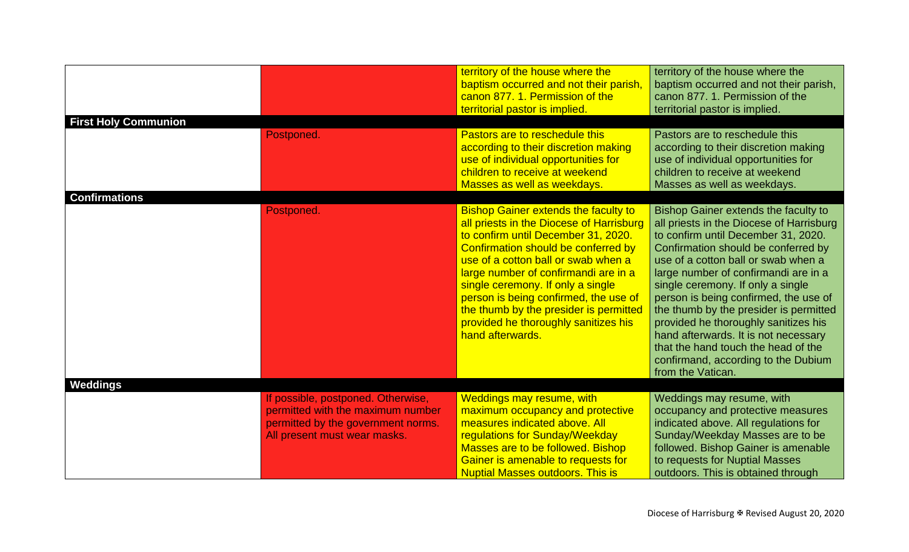| | | | |
|---|---|---|---|
| | | territory of the house where the baptism occurred and not their parish, canon 877. 1. Permission of the territorial pastor is implied. | territory of the house where the baptism occurred and not their parish, canon 877. 1. Permission of the territorial pastor is implied. |
| **First Holy Communion** | | | |
| | Postponed. | Pastors are to reschedule this according to their discretion making use of individual opportunities for children to receive at weekend Masses as well as weekdays. | Pastors are to reschedule this according to their discretion making use of individual opportunities for children to receive at weekend Masses as well as weekdays. |
| **Confirmations** | | | |
| | Postponed. | Bishop Gainer extends the faculty to all priests in the Diocese of Harrisburg to confirm until December 31, 2020. Confirmation should be conferred by use of a cotton ball or swab when a large number of confirmandi are in a single ceremony. If only a single person is being confirmed, the use of the thumb by the presider is permitted provided he thoroughly sanitizes his hand afterwards. | Bishop Gainer extends the faculty to all priests in the Diocese of Harrisburg to confirm until December 31, 2020. Confirmation should be conferred by use of a cotton ball or swab when a large number of confirmandi are in a single ceremony. If only a single person is being confirmed, the use of the thumb by the presider is permitted provided he thoroughly sanitizes his hand afterwards. It is not necessary that the hand touch the head of the confirmand, according to the Dubium from the Vatican. |
| **Weddings** | | | |
| | If possible, postponed. Otherwise, permitted with the maximum number permitted by the government norms. All present must wear masks. | Weddings may resume, with maximum occupancy and protective measures indicated above. All regulations for Sunday/Weekday Masses are to be followed. Bishop Gainer is amenable to requests for Nuptial Masses outdoors. This is | Weddings may resume, with occupancy and protective measures indicated above. All regulations for Sunday/Weekday Masses are to be followed. Bishop Gainer is amenable to requests for Nuptial Masses outdoors. This is obtained through |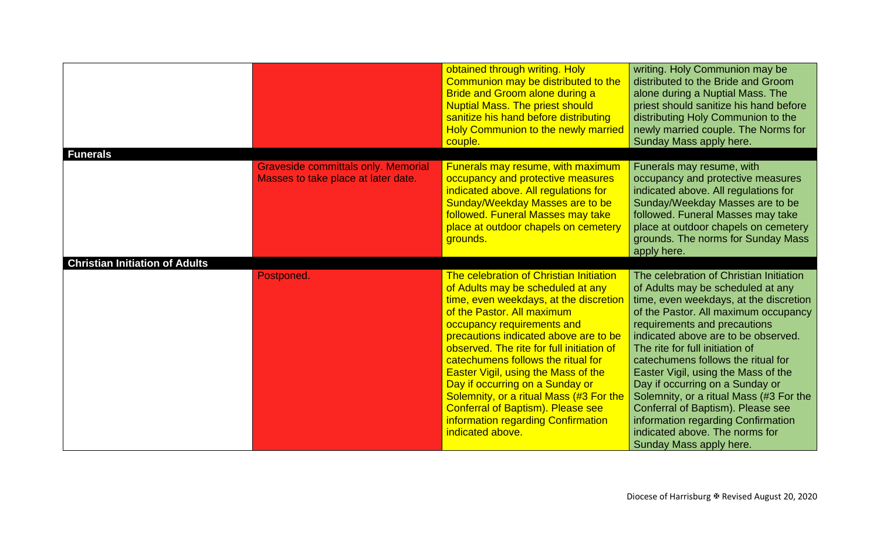| | | | |
|---|---|---|---|
| | | obtained through writing. Holy Communion may be distributed to the Bride and Groom alone during a Nuptial Mass. The priest should sanitize his hand before distributing Holy Communion to the newly married couple. | writing. Holy Communion may be distributed to the Bride and Groom alone during a Nuptial Mass. The priest should sanitize his hand before distributing Holy Communion to the newly married couple. The Norms for Sunday Mass apply here. |
| **Funerals** | | | |
| | Graveside committals only. Memorial Masses to take place at later date. | Funerals may resume, with maximum occupancy and protective measures indicated above. All regulations for Sunday/Weekday Masses are to be followed. Funeral Masses may take place at outdoor chapels on cemetery grounds. | Funerals may resume, with occupancy and protective measures indicated above. All regulations for Sunday/Weekday Masses are to be followed. Funeral Masses may take place at outdoor chapels on cemetery grounds. The norms for Sunday Mass apply here. |
| **Christian Initiation of Adults** | | | |
| | Postponed. | The celebration of Christian Initiation of Adults may be scheduled at any time, even weekdays, at the discretion of the Pastor. All maximum occupancy requirements and precautions indicated above are to be observed. The rite for full initiation of catechumens follows the ritual for Easter Vigil, using the Mass of the Day if occurring on a Sunday or Solemnity, or a ritual Mass (#3 For the Conferral of Baptism). Please see information regarding Confirmation indicated above. | The celebration of Christian Initiation of Adults may be scheduled at any time, even weekdays, at the discretion of the Pastor. All maximum occupancy requirements and precautions indicated above are to be observed. The rite for full initiation of catechumens follows the ritual for Easter Vigil, using the Mass of the Day if occurring on a Sunday or Solemnity, or a ritual Mass (#3 For the Conferral of Baptism). Please see information regarding Confirmation indicated above. The norms for Sunday Mass apply here. |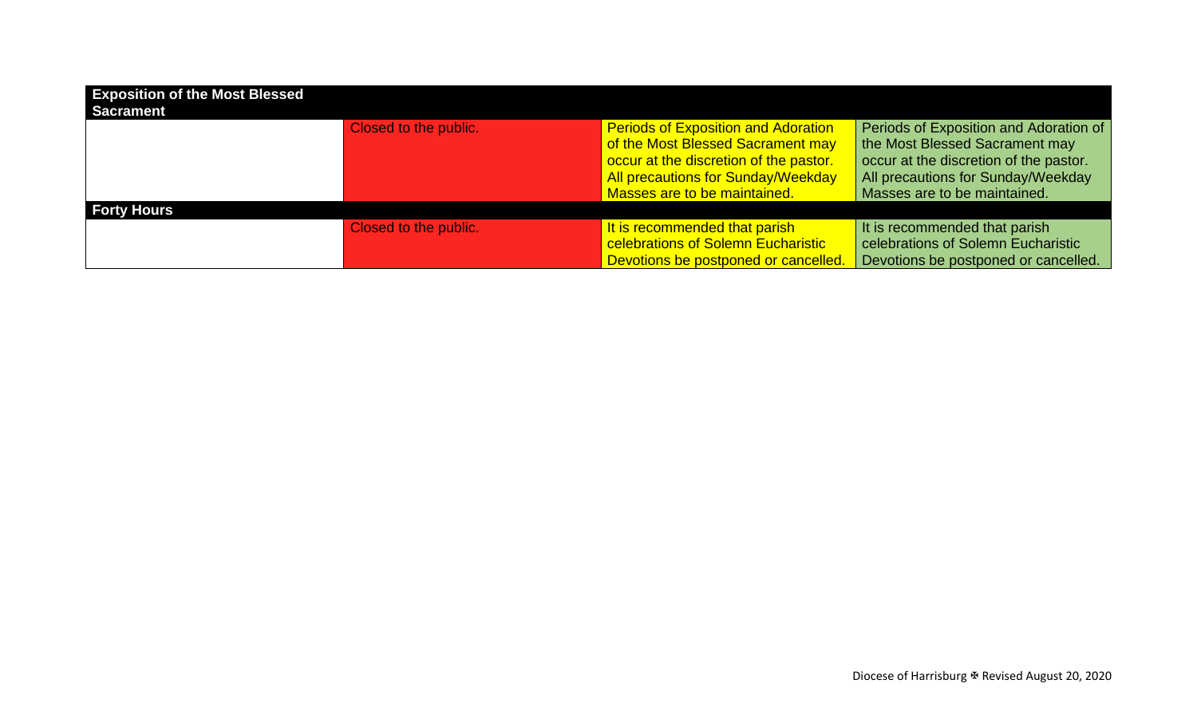| Exposition of the Most Blessed Sacrament | | | |
|---|---|---|---|
| | Closed to the public. | Periods of Exposition and Adoration of the Most Blessed Sacrament may occur at the discretion of the pastor. All precautions for Sunday/Weekday Masses are to be maintained. | Periods of Exposition and Adoration of the Most Blessed Sacrament may occur at the discretion of the pastor. All precautions for Sunday/Weekday Masses are to be maintained. |
| **Forty Hours** | | | |
| | Closed to the public. | It is recommended that parish celebrations of Solemn Eucharistic Devotions be postponed or cancelled. | It is recommended that parish celebrations of Solemn Eucharistic Devotions be postponed or cancelled. |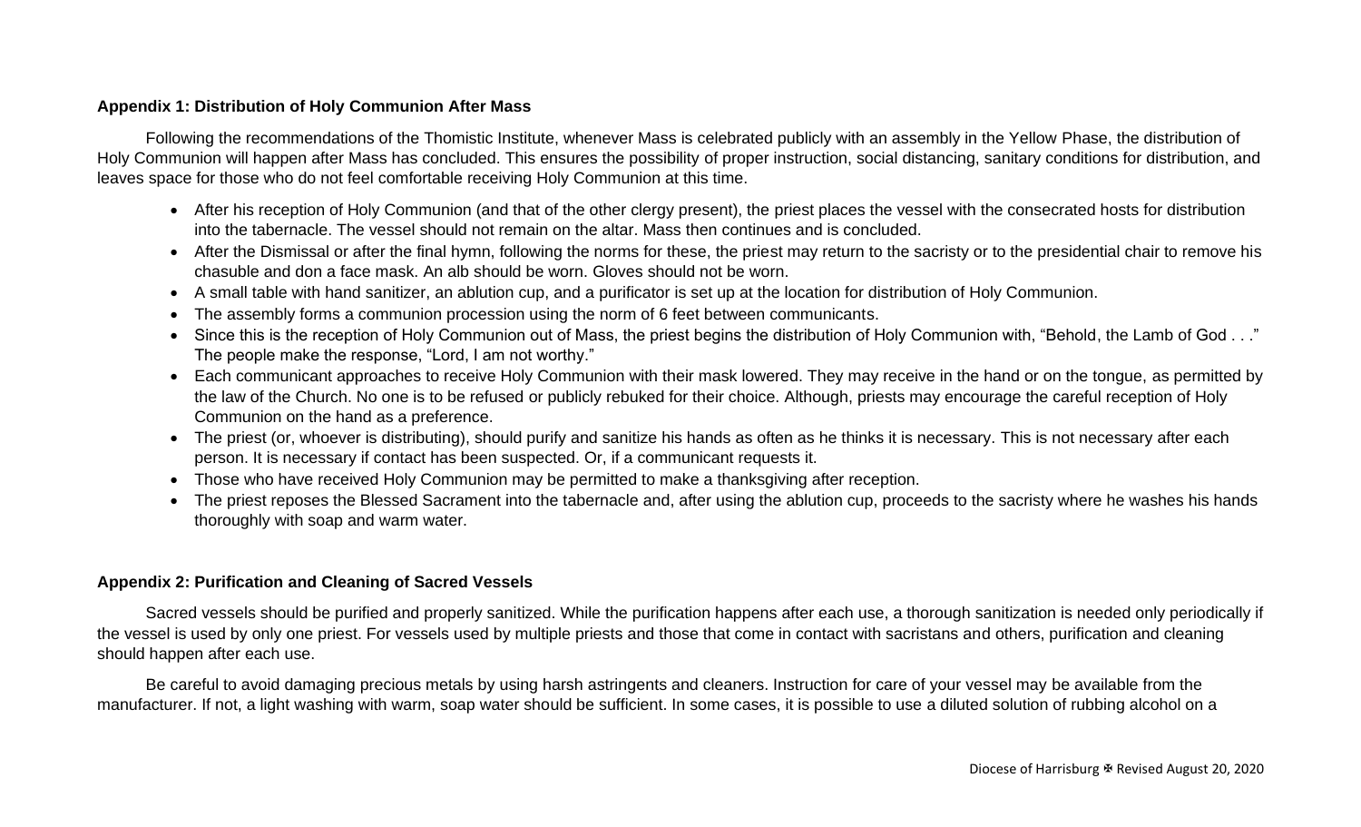**Appendix 1: Distribution of Holy Communion After Mass**

Following the recommendations of the Thomistic Institute, whenever Mass is celebrated publicly with an assembly in the Yellow Phase, the distribution of Holy Communion will happen after Mass has concluded. This ensures the possibility of proper instruction, social distancing, sanitary conditions for distribution, and leaves space for those who do not feel comfortable receiving Holy Communion at this time.

- After his reception of Holy Communion (and that of the other clergy present), the priest places the vessel with the consecrated hosts for distribution into the tabernacle. The vessel should not remain on the altar. Mass then continues and is concluded.
- After the Dismissal or after the final hymn, following the norms for these, the priest may return to the sacristy or to the presidential chair to remove his chasuble and don a face mask. An alb should be worn. Gloves should not be worn.
- A small table with hand sanitizer, an ablution cup, and a purificator is set up at the location for distribution of Holy Communion.
- The assembly forms a communion procession using the norm of 6 feet between communicants.
- Since this is the reception of Holy Communion out of Mass, the priest begins the distribution of Holy Communion with, "Behold, the Lamb of God . . ." The people make the response, "Lord, I am not worthy."
- Each communicant approaches to receive Holy Communion with their mask lowered. They may receive in the hand or on the tongue, as permitted by the law of the Church. No one is to be refused or publicly rebuked for their choice. Although, priests may encourage the careful reception of Holy Communion on the hand as a preference.
- The priest (or, whoever is distributing), should purify and sanitize his hands as often as he thinks it is necessary. This is not necessary after each person. It is necessary if contact has been suspected. Or, if a communicant requests it.
- Those who have received Holy Communion may be permitted to make a thanksgiving after reception.
- The priest reposes the Blessed Sacrament into the tabernacle and, after using the ablution cup, proceeds to the sacristy where he washes his hands thoroughly with soap and warm water.

**Appendix 2: Purification and Cleaning of Sacred Vessels**

Sacred vessels should be purified and properly sanitized. While the purification happens after each use, a thorough sanitization is needed only periodically if the vessel is used by only one priest. For vessels used by multiple priests and those that come in contact with sacristans and others, purification and cleaning should happen after each use.

Be careful to avoid damaging precious metals by using harsh astringents and cleaners. Instruction for care of your vessel may be available from the manufacturer. If not, a light washing with warm, soap water should be sufficient. In some cases, it is possible to use a diluted solution of rubbing alcohol on a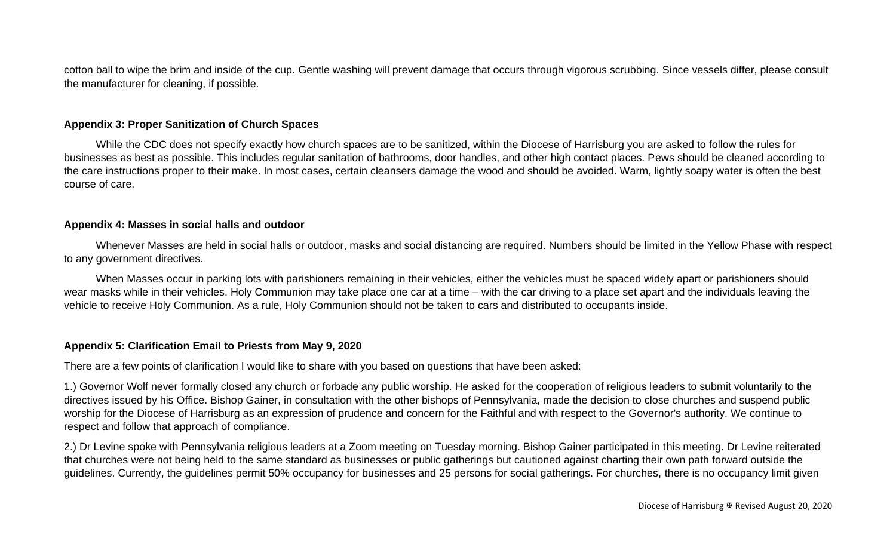cotton ball to wipe the brim and inside of the cup. Gentle washing will prevent damage that occurs through vigorous scrubbing. Since vessels differ, please consult the manufacturer for cleaning, if possible.

**Appendix 3: Proper Sanitization of Church Spaces**

While the CDC does not specify exactly how church spaces are to be sanitized, within the Diocese of Harrisburg you are asked to follow the rules for businesses as best as possible. This includes regular sanitation of bathrooms, door handles, and other high contact places. Pews should be cleaned according to the care instructions proper to their make. In most cases, certain cleansers damage the wood and should be avoided. Warm, lightly soapy water is often the best course of care.

**Appendix 4: Masses in social halls and outdoor**

Whenever Masses are held in social halls or outdoor, masks and social distancing are required. Numbers should be limited in the Yellow Phase with respect to any government directives.

When Masses occur in parking lots with parishioners remaining in their vehicles, either the vehicles must be spaced widely apart or parishioners should wear masks while in their vehicles. Holy Communion may take place one car at a time – with the car driving to a place set apart and the individuals leaving the vehicle to receive Holy Communion. As a rule, Holy Communion should not be taken to cars and distributed to occupants inside.

**Appendix 5: Clarification Email to Priests from May 9, 2020**

There are a few points of clarification I would like to share with you based on questions that have been asked:

1.) Governor Wolf never formally closed any church or forbade any public worship. He asked for the cooperation of religious leaders to submit voluntarily to the directives issued by his Office. Bishop Gainer, in consultation with the other bishops of Pennsylvania, made the decision to close churches and suspend public worship for the Diocese of Harrisburg as an expression of prudence and concern for the Faithful and with respect to the Governor's authority. We continue to respect and follow that approach of compliance.

2.) Dr Levine spoke with Pennsylvania religious leaders at a Zoom meeting on Tuesday morning. Bishop Gainer participated in this meeting. Dr Levine reiterated that churches were not being held to the same standard as businesses or public gatherings but cautioned against charting their own path forward outside the guidelines. Currently, the guidelines permit 50% occupancy for businesses and 25 persons for social gatherings. For churches, there is no occupancy limit given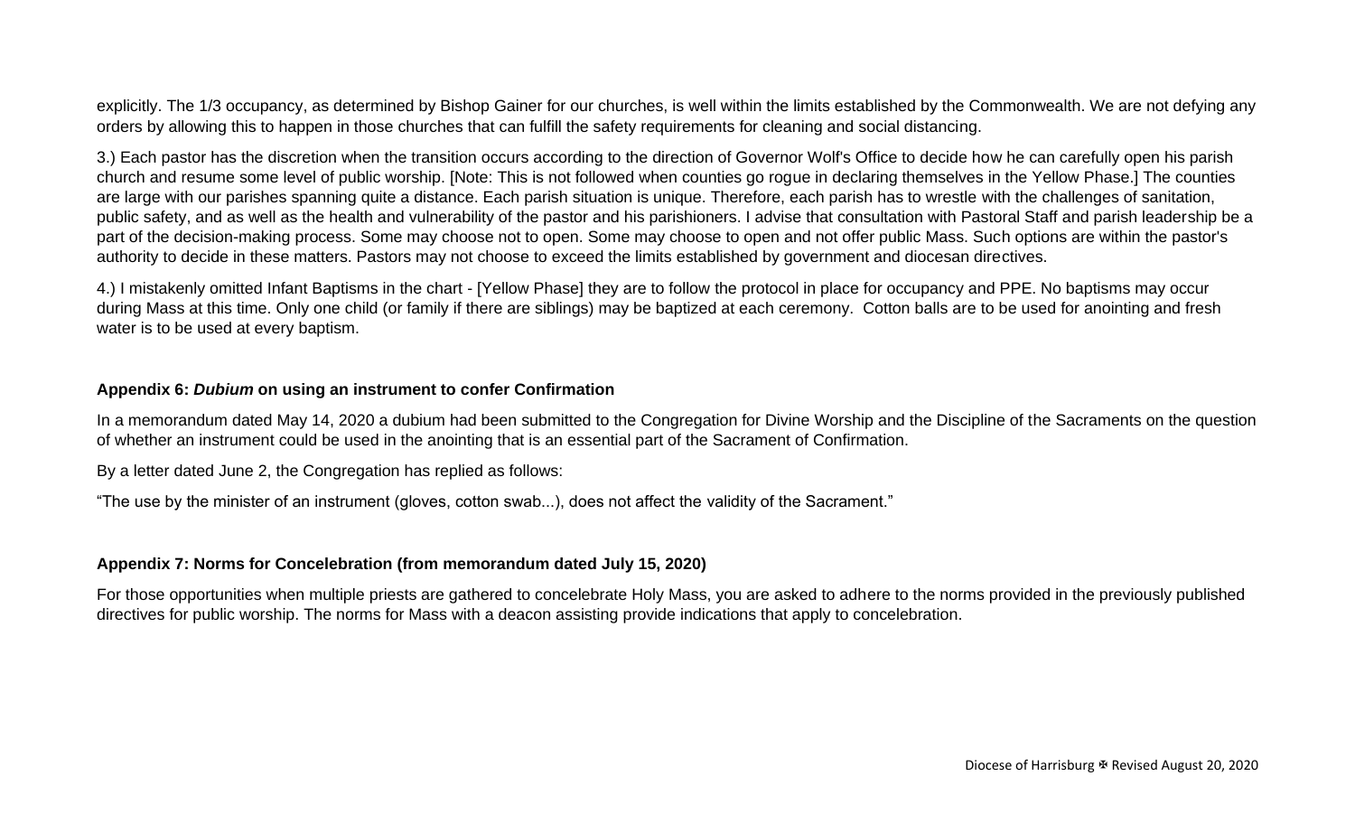explicitly. The 1/3 occupancy, as determined by Bishop Gainer for our churches, is well within the limits established by the Commonwealth. We are not defying any orders by allowing this to happen in those churches that can fulfill the safety requirements for cleaning and social distancing.

3.) Each pastor has the discretion when the transition occurs according to the direction of Governor Wolf's Office to decide how he can carefully open his parish church and resume some level of public worship. [Note: This is not followed when counties go rogue in declaring themselves in the Yellow Phase.] The counties are large with our parishes spanning quite a distance. Each parish situation is unique. Therefore, each parish has to wrestle with the challenges of sanitation, public safety, and as well as the health and vulnerability of the pastor and his parishioners. I advise that consultation with Pastoral Staff and parish leadership be a part of the decision-making process. Some may choose not to open. Some may choose to open and not offer public Mass. Such options are within the pastor's authority to decide in these matters. Pastors may not choose to exceed the limits established by government and diocesan directives.

4.) I mistakenly omitted Infant Baptisms in the chart - [Yellow Phase] they are to follow the protocol in place for occupancy and PPE. No baptisms may occur during Mass at this time. Only one child (or family if there are siblings) may be baptized at each ceremony. Cotton balls are to be used for anointing and fresh water is to be used at every baptism.

### Appendix 6: ***Dubium*** on using an instrument to confer Confirmation

In a memorandum dated May 14, 2020 a dubium had been submitted to the Congregation for Divine Worship and the Discipline of the Sacraments on the question of whether an instrument could be used in the anointing that is an essential part of the Sacrament of Confirmation.

By a letter dated June 2, the Congregation has replied as follows:

"The use by the minister of an instrument (gloves, cotton swab...), does not affect the validity of the Sacrament."

### Appendix 7: Norms for Concelebration (from memorandum dated July 15, 2020)

For those opportunities when multiple priests are gathered to concelebrate Holy Mass, you are asked to adhere to the norms provided in the previously published directives for public worship. The norms for Mass with a deacon assisting provide indications that apply to concelebration.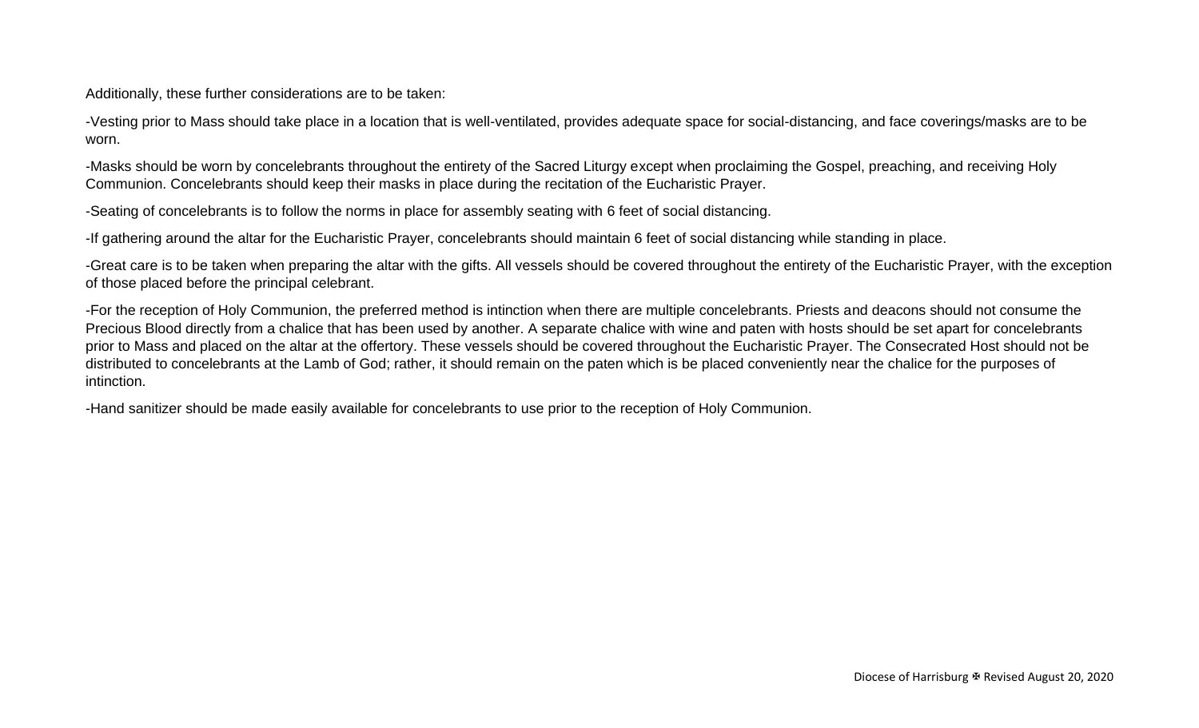Additionally, these further considerations are to be taken:

-Vesting prior to Mass should take place in a location that is well-ventilated, provides adequate space for social-distancing, and face coverings/masks are to be worn.

-Masks should be worn by concelebrants throughout the entirety of the Sacred Liturgy except when proclaiming the Gospel, preaching, and receiving Holy Communion. Concelebrants should keep their masks in place during the recitation of the Eucharistic Prayer.

-Seating of concelebrants is to follow the norms in place for assembly seating with 6 feet of social distancing.

-If gathering around the altar for the Eucharistic Prayer, concelebrants should maintain 6 feet of social distancing while standing in place.

-Great care is to be taken when preparing the altar with the gifts. All vessels should be covered throughout the entirety of the Eucharistic Prayer, with the exception of those placed before the principal celebrant.

-For the reception of Holy Communion, the preferred method is intinction when there are multiple concelebrants. Priests and deacons should not consume the Precious Blood directly from a chalice that has been used by another. A separate chalice with wine and paten with hosts should be set apart for concelebrants prior to Mass and placed on the altar at the offertory. These vessels should be covered throughout the Eucharistic Prayer. The Consecrated Host should not be distributed to concelebrants at the Lamb of God; rather, it should remain on the paten which is be placed conveniently near the chalice for the purposes of intinction.

-Hand sanitizer should be made easily available for concelebrants to use prior to the reception of Holy Communion.